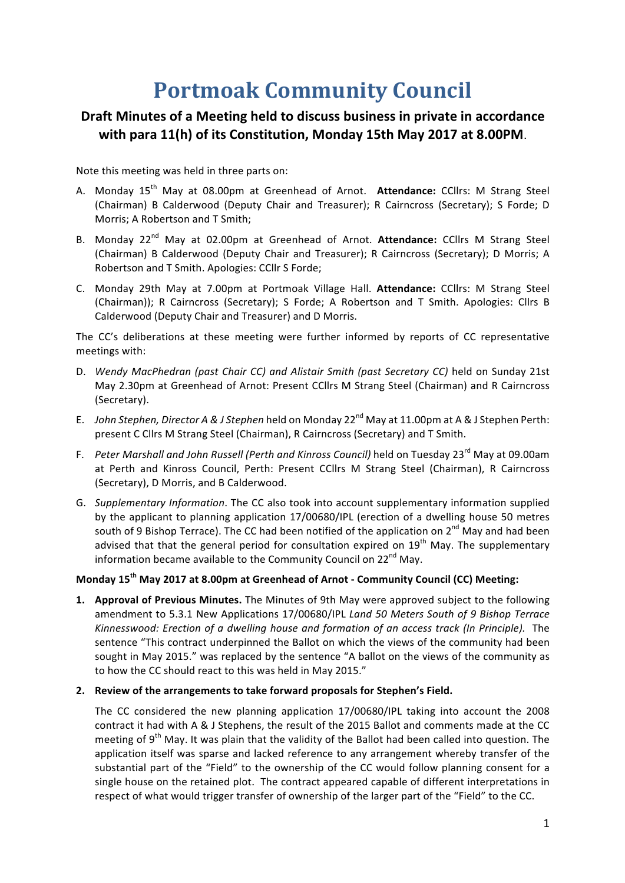# Portmoak Community Council

## Draft Minutes of a Meeting held to discuss business in private in accordance with para 11(h) of its Constitution, Monday 15th May 2017 at 8.00PM.

Note this meeting was held in three parts on:

A. Monday 15th May at 08.00pm at Greenhead of Arnot. **Attendance:** CCllrs: M Strang Steel (Chairman) B Calderwood (Deputy Chair and Treasurer); R Cairncross (Secretary); S Forde; D Morris; A Robertson and T Smith;

B. Monday 22nd May at 02.00pm at Greenhead of Arnot. **Attendance:** CCllrs M Strang Steel (Chairman) B Calderwood (Deputy Chair and Treasurer); R Cairncross (Secretary); D Morris; A Robertson and T Smith. Apologies: CCllr S Forde;

C. Monday 29th May at 7.00pm at Portmoak Village Hall. **Attendance:** CCllrs: M Strang Steel (Chairman)); R Cairncross (Secretary); S Forde; A Robertson and T Smith. Apologies: Cllrs B Calderwood (Deputy Chair and Treasurer) and D Morris.

The CC's deliberations at these meeting were further informed by reports of CC representative meetings with:

D. *Wendy MacPhedran (past Chair CC) and Alistair Smith (past Secretary CC)* held on Sunday 21st May 2.30pm at Greenhead of Arnot: Present CCllrs M Strang Steel (Chairman) and R Cairncross (Secretary).

E. *John Stephen, Director A & J Stephen* held on Monday 22nd May at 11.00pm at A & J Stephen Perth: present C Cllrs M Strang Steel (Chairman), R Cairncross (Secretary) and T Smith.

F. *Peter Marshall and John Russell (Perth and Kinross Council)* held on Tuesday 23rd May at 09.00am at Perth and Kinross Council, Perth: Present CCllrs M Strang Steel (Chairman), R Cairncross (Secretary), D Morris, and B Calderwood.

G. *Supplementary Information*. The CC also took into account supplementary information supplied by the applicant to planning application 17/00680/IPL (erection of a dwelling house 50 metres south of 9 Bishop Terrace). The CC had been notified of the application on 2nd May and had been advised that that the general period for consultation expired on 19th May. The supplementary information became available to the Community Council on 22nd May.

**Monday 15th May 2017 at 8.00pm at Greenhead of Arnot - Community Council (CC) Meeting:**

1. **Approval of Previous Minutes.** The Minutes of 9th May were approved subject to the following amendment to 5.3.1 New Applications 17/00680/IPL *Land 50 Meters South of 9 Bishop Terrace Kinnesswood: Erection of a dwelling house and formation of an access track (In Principle).* The sentence "This contract underpinned the Ballot on which the views of the community had been sought in May 2015." was replaced by the sentence "A ballot on the views of the community as to how the CC should react to this was held in May 2015."

2. **Review of the arrangements to take forward proposals for Stephen's Field.**

   The CC considered the new planning application 17/00680/IPL taking into account the 2008 contract it had with A & J Stephens, the result of the 2015 Ballot and comments made at the CC meeting of 9th May. It was plain that the validity of the Ballot had been called into question. The application itself was sparse and lacked reference to any arrangement whereby transfer of the substantial part of the "Field" to the ownership of the CC would follow planning consent for a single house on the retained plot. The contract appeared capable of different interpretations in respect of what would trigger transfer of ownership of the larger part of the "Field" to the CC.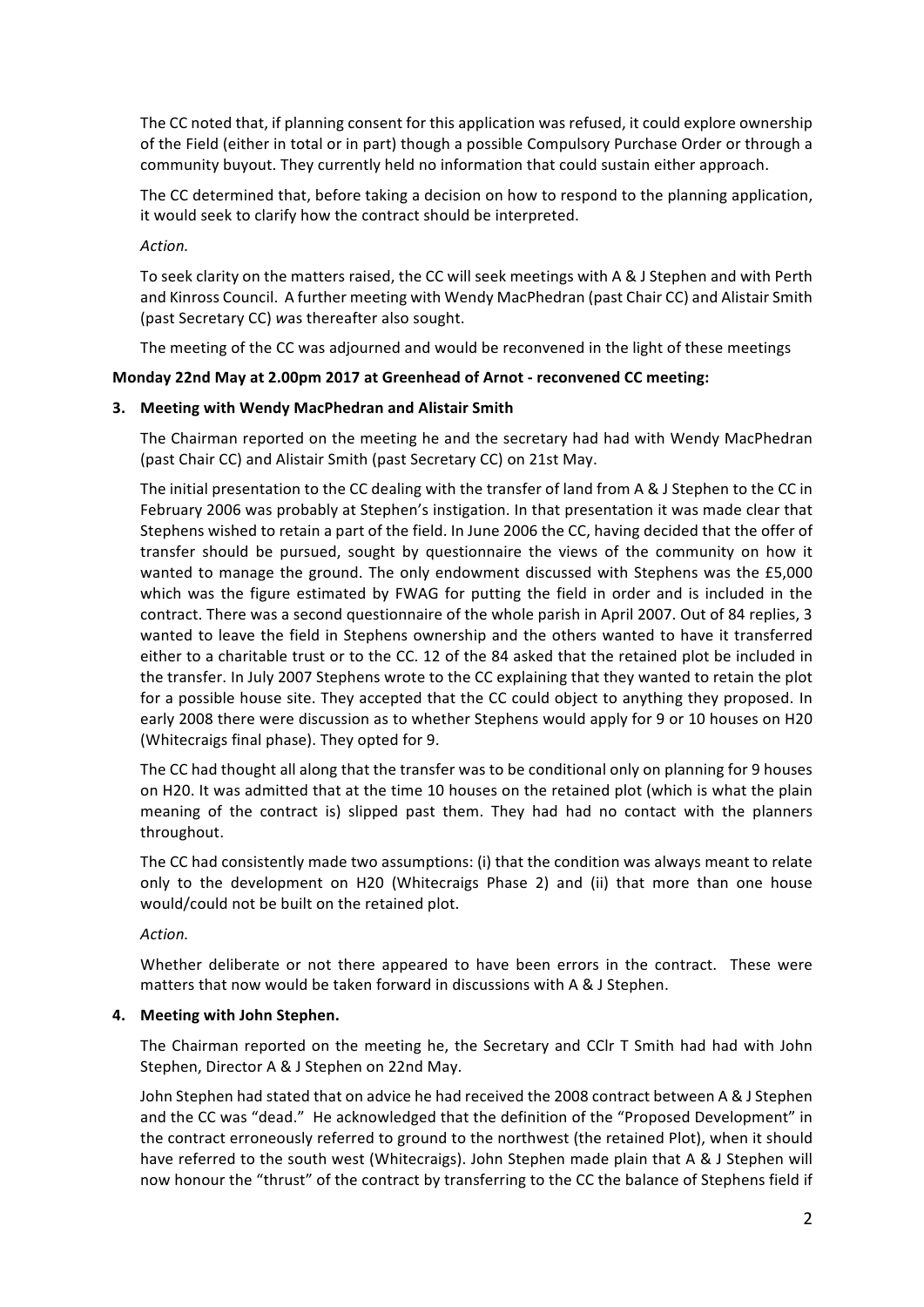The CC noted that, if planning consent for this application was refused, it could explore ownership of the Field (either in total or in part) though a possible Compulsory Purchase Order or through a community buyout. They currently held no information that could sustain either approach.

The CC determined that, before taking a decision on how to respond to the planning application, it would seek to clarify how the contract should be interpreted.

*Action.*

To seek clarity on the matters raised, the CC will seek meetings with A & J Stephen and with Perth and Kinross Council. A further meeting with Wendy MacPhedran (past Chair CC) and Alistair Smith (past Secretary CC) *w*as thereafter also sought.

The meeting of the CC was adjourned and would be reconvened in the light of these meetings

**Monday 22nd May at 2.00pm 2017 at Greenhead of Arnot - reconvened CC meeting:**

**3. Meeting with Wendy MacPhedran and Alistair Smith**

The Chairman reported on the meeting he and the secretary had had with Wendy MacPhedran (past Chair CC) and Alistair Smith (past Secretary CC) on 21st May.

The initial presentation to the CC dealing with the transfer of land from A & J Stephen to the CC in February 2006 was probably at Stephen's instigation. In that presentation it was made clear that Stephens wished to retain a part of the field. In June 2006 the CC, having decided that the offer of transfer should be pursued, sought by questionnaire the views of the community on how it wanted to manage the ground. The only endowment discussed with Stephens was the £5,000 which was the figure estimated by FWAG for putting the field in order and is included in the contract. There was a second questionnaire of the whole parish in April 2007. Out of 84 replies, 3 wanted to leave the field in Stephens ownership and the others wanted to have it transferred either to a charitable trust or to the CC. 12 of the 84 asked that the retained plot be included in the transfer. In July 2007 Stephens wrote to the CC explaining that they wanted to retain the plot for a possible house site. They accepted that the CC could object to anything they proposed. In early 2008 there were discussion as to whether Stephens would apply for 9 or 10 houses on H20 (Whitecraigs final phase). They opted for 9.

The CC had thought all along that the transfer was to be conditional only on planning for 9 houses on H20. It was admitted that at the time 10 houses on the retained plot (which is what the plain meaning of the contract is) slipped past them. They had had no contact with the planners throughout.

The CC had consistently made two assumptions: (i) that the condition was always meant to relate only to the development on H20 (Whitecraigs Phase 2) and (ii) that more than one house would/could not be built on the retained plot.

*Action.*

Whether deliberate or not there appeared to have been errors in the contract. These were matters that now would be taken forward in discussions with A & J Stephen.

**4. Meeting with John Stephen.**

The Chairman reported on the meeting he, the Secretary and CClr T Smith had had with John Stephen, Director A & J Stephen on 22nd May.

John Stephen had stated that on advice he had received the 2008 contract between A & J Stephen and the CC was "dead." He acknowledged that the definition of the "Proposed Development" in the contract erroneously referred to ground to the northwest (the retained Plot), when it should have referred to the south west (Whitecraigs). John Stephen made plain that A & J Stephen will now honour the "thrust" of the contract by transferring to the CC the balance of Stephens field if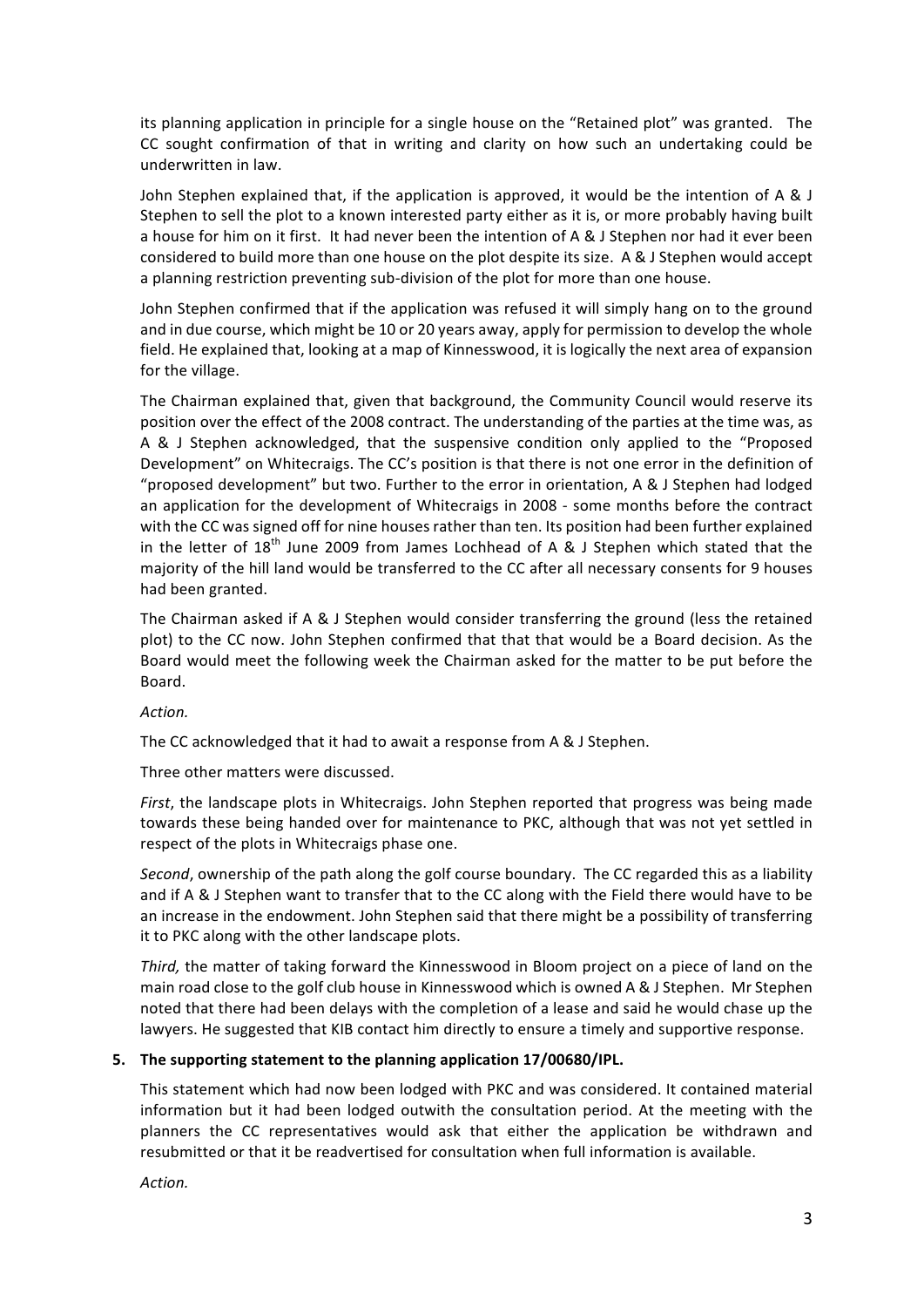its planning application in principle for a single house on the "Retained plot" was granted. The CC sought confirmation of that in writing and clarity on how such an undertaking could be underwritten in law.

John Stephen explained that, if the application is approved, it would be the intention of A & J Stephen to sell the plot to a known interested party either as it is, or more probably having built a house for him on it first. It had never been the intention of A & J Stephen nor had it ever been considered to build more than one house on the plot despite its size. A & J Stephen would accept a planning restriction preventing sub-division of the plot for more than one house.

John Stephen confirmed that if the application was refused it will simply hang on to the ground and in due course, which might be 10 or 20 years away, apply for permission to develop the whole field. He explained that, looking at a map of Kinnesswood, it is logically the next area of expansion for the village.

The Chairman explained that, given that background, the Community Council would reserve its position over the effect of the 2008 contract. The understanding of the parties at the time was, as A & J Stephen acknowledged, that the suspensive condition only applied to the "Proposed Development" on Whitecraigs. The CC's position is that there is not one error in the definition of "proposed development" but two. Further to the error in orientation, A & J Stephen had lodged an application for the development of Whitecraigs in 2008 - some months before the contract with the CC was signed off for nine houses rather than ten. Its position had been further explained in the letter of 18th June 2009 from James Lochhead of A & J Stephen which stated that the majority of the hill land would be transferred to the CC after all necessary consents for 9 houses had been granted.

The Chairman asked if A & J Stephen would consider transferring the ground (less the retained plot) to the CC now. John Stephen confirmed that that that would be a Board decision. As the Board would meet the following week the Chairman asked for the matter to be put before the Board.

*Action.*

The CC acknowledged that it had to await a response from A & J Stephen.

Three other matters were discussed.

*First*, the landscape plots in Whitecraigs. John Stephen reported that progress was being made towards these being handed over for maintenance to PKC, although that was not yet settled in respect of the plots in Whitecraigs phase one.

*Second*, ownership of the path along the golf course boundary. The CC regarded this as a liability and if A & J Stephen want to transfer that to the CC along with the Field there would have to be an increase in the endowment. John Stephen said that there might be a possibility of transferring it to PKC along with the other landscape plots.

*Third,* the matter of taking forward the Kinnesswood in Bloom project on a piece of land on the main road close to the golf club house in Kinnesswood which is owned A & J Stephen. Mr Stephen noted that there had been delays with the completion of a lease and said he would chase up the lawyers. He suggested that KIB contact him directly to ensure a timely and supportive response.

**5. The supporting statement to the planning application 17/00680/IPL.**

This statement which had now been lodged with PKC and was considered. It contained material information but it had been lodged outwith the consultation period. At the meeting with the planners the CC representatives would ask that either the application be withdrawn and resubmitted or that it be readvertised for consultation when full information is available.

*Action.*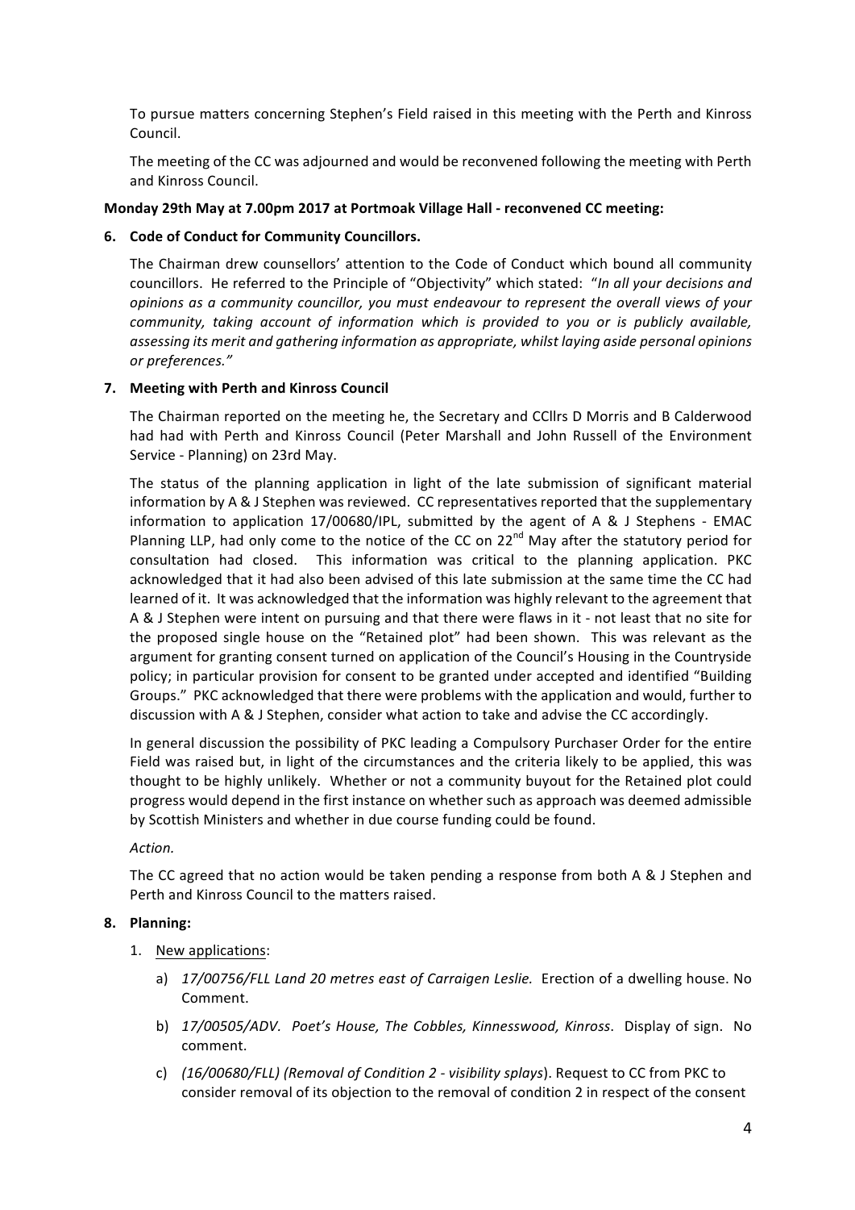To pursue matters concerning Stephen's Field raised in this meeting with the Perth and Kinross Council.

The meeting of the CC was adjourned and would be reconvened following the meeting with Perth and Kinross Council.

**Monday 29th May at 7.00pm 2017 at Portmoak Village Hall - reconvened CC meeting:**

**6. Code of Conduct for Community Councillors.**

The Chairman drew counsellors' attention to the Code of Conduct which bound all community councillors. He referred to the Principle of "Objectivity" which stated: "*In all your decisions and opinions as a community councillor, you must endeavour to represent the overall views of your community, taking account of information which is provided to you or is publicly available, assessing its merit and gathering information as appropriate, whilst laying aside personal opinions or preferences.*"

**7. Meeting with Perth and Kinross Council**

The Chairman reported on the meeting he, the Secretary and CCllrs D Morris and B Calderwood had had with Perth and Kinross Council (Peter Marshall and John Russell of the Environment Service - Planning) on 23rd May.

The status of the planning application in light of the late submission of significant material information by A & J Stephen was reviewed. CC representatives reported that the supplementary information to application 17/00680/IPL, submitted by the agent of A & J Stephens - EMAC Planning LLP, had only come to the notice of the CC on 22nd May after the statutory period for consultation had closed. This information was critical to the planning application. PKC acknowledged that it had also been advised of this late submission at the same time the CC had learned of it. It was acknowledged that the information was highly relevant to the agreement that A & J Stephen were intent on pursuing and that there were flaws in it - not least that no site for the proposed single house on the "Retained plot" had been shown. This was relevant as the argument for granting consent turned on application of the Council's Housing in the Countryside policy; in particular provision for consent to be granted under accepted and identified "Building Groups." PKC acknowledged that there were problems with the application and would, further to discussion with A & J Stephen, consider what action to take and advise the CC accordingly.

In general discussion the possibility of PKC leading a Compulsory Purchaser Order for the entire Field was raised but, in light of the circumstances and the criteria likely to be applied, this was thought to be highly unlikely. Whether or not a community buyout for the Retained plot could progress would depend in the first instance on whether such as approach was deemed admissible by Scottish Ministers and whether in due course funding could be found.

*Action.*

The CC agreed that no action would be taken pending a response from both A & J Stephen and Perth and Kinross Council to the matters raised.

**8. Planning:**

1. New applications:
   a) *17/00756/FLL Land 20 metres east of Carraigen Leslie.* Erection of a dwelling house. No Comment.
   b) *17/00505/ADV. Poet's House, The Cobbles, Kinnesswood, Kinross*. Display of sign. No comment.
   c) *(16/00680/FLL) (Removal of Condition 2 - visibility splays*). Request to CC from PKC to consider removal of its objection to the removal of condition 2 in respect of the consent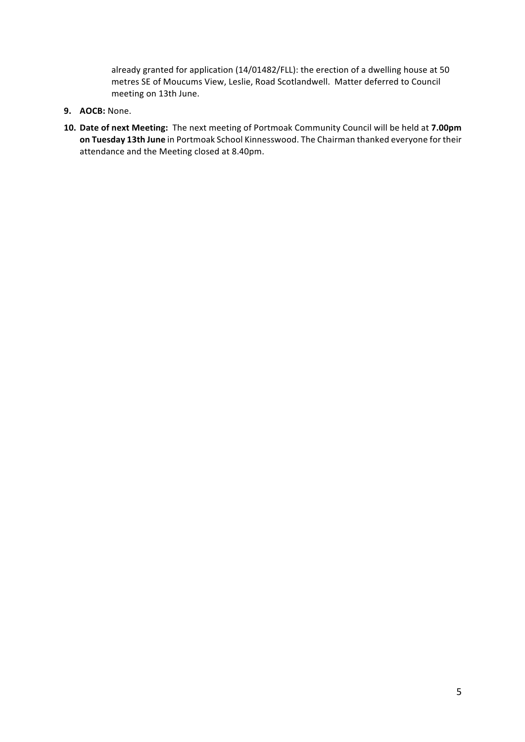already granted for application (14/01482/FLL): the erection of a dwelling house at 50 metres SE of Moucums View, Leslie, Road Scotlandwell. Matter deferred to Council meeting on 13th June.

9. **AOCB:** None.

10. **Date of next Meeting:** The next meeting of Portmoak Community Council will be held at **7.00pm on Tuesday 13th June** in Portmoak School Kinnesswood. The Chairman thanked everyone for their attendance and the Meeting closed at 8.40pm.